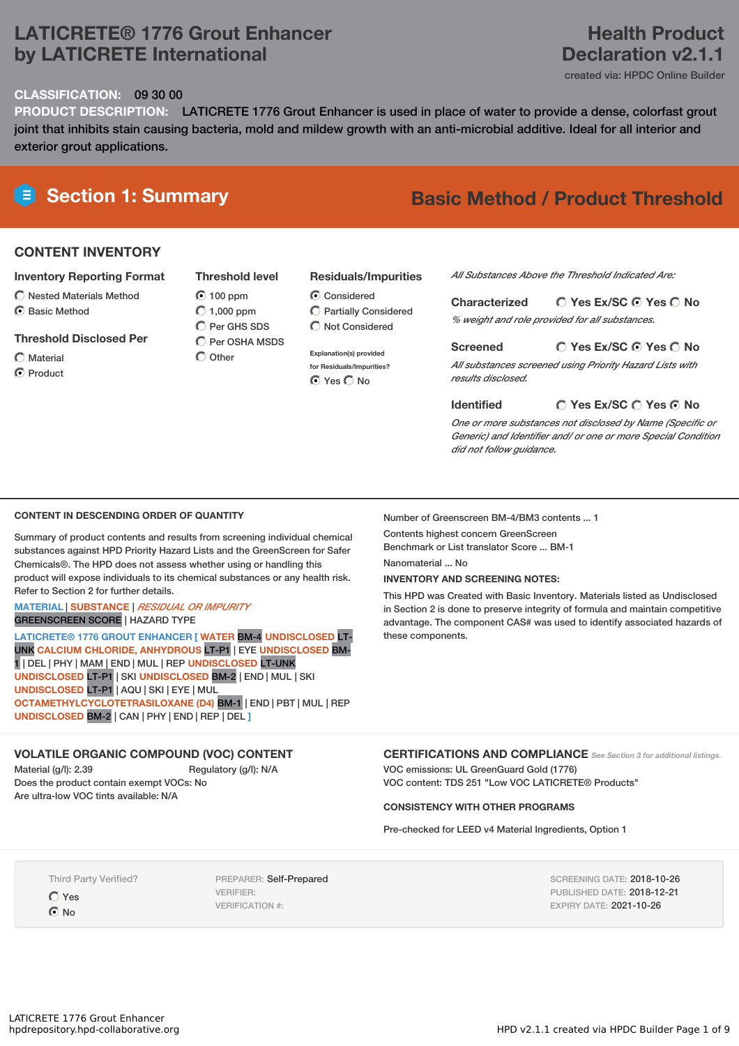# LATICRETE® 1776 Grout Enhancer by LATICRETE International

## Health Product Declaration v2.1.1

created via: HPDC Online Builder

**CLASSIFICATION:** 09 30 00

**PRODUCT DESCRIPTION:** LATICRETE 1776 Grout Enhancer is used in place of water to provide a dense, colorfast grout joint that inhibits stain causing bacteria, mold and mildew growth with an anti-microbial additive. Ideal for all interior and exterior grout applications.

## Section 1: Summary

**Basic Method / Product Threshold**

### CONTENT INVENTORY

**Inventory Reporting Format**
- ◯ Nested Materials Method
- ⦿ Basic Method

**Threshold Disclosed Per**
- ◯ Material
- ⦿ Product

**Threshold level**
- ⦿ 100 ppm
- ◯ 1,000 ppm
- ◯ Per GHS SDS
- ◯ Per OSHA MSDS
- ◯ Other

**Residuals/Impurities**
- ⦿ Considered
- ◯ Partially Considered
- ◯ Not Considered

Explanation(s) provided for Residuals/Impurities?
⦿ Yes ◯ No

*All Substances Above the Threshold Indicated Are:*

**Characterized** ◯ Yes Ex/SC ⦿ Yes ◯ No
*% weight and role provided for all substances.*

**Screened** ◯ Yes Ex/SC ⦿ Yes ◯ No
*All substances screened using Priority Hazard Lists with results disclosed.*

**Identified** ◯ Yes Ex/SC ◯ Yes ⦿ No
*One or more substances not disclosed by Name (Specific or Generic) and Identifier and/ or one or more Special Condition did not follow guidance.*

### CONTENT IN DESCENDING ORDER OF QUANTITY

Summary of product contents and results from screening individual chemical substances against HPD Priority Hazard Lists and the GreenScreen for Safer Chemicals®. The HPD does not assess whether using or handling this product will expose individuals to its chemical substances or any health risk. Refer to Section 2 for further details.

MATERIAL | SUBSTANCE | *RESIDUAL OR IMPURITY*
GREENSCREEN SCORE | HAZARD TYPE

LATICRETE® 1776 GROUT ENHANCER [ WATER BM-4 UNDISCLOSED LT-UNK CALCIUM CHLORIDE, ANHYDROUS LT-P1 | EYE UNDISCLOSED BM-1 | DEL | PHY | MAM | END | MUL | REP UNDISCLOSED LT-UNK UNDISCLOSED LT-P1 | SKI UNDISCLOSED BM-2 | END | MUL | SKI UNDISCLOSED LT-P1 | AQU | SKI | EYE | MUL OCTAMETHYLCYCLOTETRASILOXANE (D4) BM-1 | END | PBT | MUL | REP UNDISCLOSED BM-2 | CAN | PHY | END | REP | DEL ]

Number of Greenscreen BM-4/BM3 contents ... 1

Contents highest concern GreenScreen Benchmark or List translator Score ... BM-1

Nanomaterial ... No

**INVENTORY AND SCREENING NOTES:**

This HPD was Created with Basic Inventory. Materials listed as Undisclosed in Section 2 is done to preserve integrity of formula and maintain competitive advantage. The component CAS# was used to identify associated hazards of these components.

### VOLATILE ORGANIC COMPOUND (VOC) CONTENT

Material (g/l): 2.39
Regulatory (g/l): N/A
Does the product contain exempt VOCs: No
Are ultra-low VOC tints available: N/A

### CERTIFICATIONS AND COMPLIANCE

*See Section 3 for additional listings.*

VOC emissions: UL GreenGuard Gold (1776)
VOC content: TDS 251 "Low VOC LATICRETE® Products"

### CONSISTENCY WITH OTHER PROGRAMS

Pre-checked for LEED v4 Material Ingredients, Option 1

Third Party Verified?
- ◯ Yes
- ⦿ No

PREPARER: Self-Prepared
VERIFIER:
VERIFICATION #:

SCREENING DATE: 2018-10-26
PUBLISHED DATE: 2018-12-21
EXPIRY DATE: 2021-10-26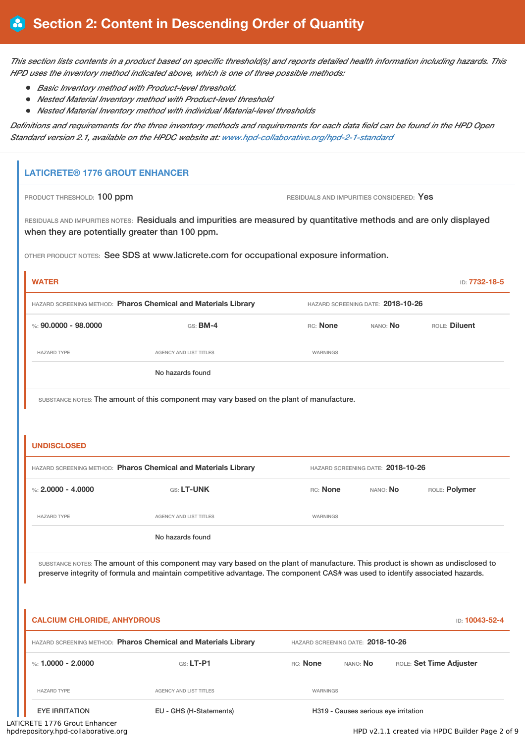## Section 2: Content in Descending Order of Quantity

*This section lists contents in a product based on specific threshold(s) and reports detailed health information including hazards. This HPD uses the inventory method indicated above, which is one of three possible methods:*

- *Basic Inventory method with Product-level threshold.*
- *Nested Material Inventory method with Product-level threshold*
- *Nested Material Inventory method with individual Material-level thresholds*

*Definitions and requirements for the three inventory methods and requirements for each data field can be found in the HPD Open Standard version 2.1, available on the HPDC website at: www.hpd-collaborative.org/hpd-2-1-standard*

### LATICRETE® 1776 GROUT ENHANCER

PRODUCT THRESHOLD: 100 ppm

RESIDUALS AND IMPURITIES CONSIDERED: Yes

RESIDUALS AND IMPURITIES NOTES: Residuals and impurities are measured by quantitative methods and are only displayed when they are potentially greater than 100 ppm.

OTHER PRODUCT NOTES: See SDS at www.laticrete.com for occupational exposure information.

#### WATER

ID: 7732-18-5

HAZARD SCREENING METHOD: Pharos Chemical and Materials Library

HAZARD SCREENING DATE: 2018-10-26

%: 90.0000 - 98.0000 | GS: BM-4 | RC: None | NANO: No | ROLE: Diluent

| HAZARD TYPE | AGENCY AND LIST TITLES | WARNINGS |
|---|---|---|
| | No hazards found | |

SUBSTANCE NOTES: The amount of this component may vary based on the plant of manufacture.

#### UNDISCLOSED

HAZARD SCREENING METHOD: Pharos Chemical and Materials Library

HAZARD SCREENING DATE: 2018-10-26

%: 2.0000 - 4.0000 | GS: LT-UNK | RC: None | NANO: No | ROLE: Polymer

| HAZARD TYPE | AGENCY AND LIST TITLES | WARNINGS |
|---|---|---|
| | No hazards found | |

SUBSTANCE NOTES: The amount of this component may vary based on the plant of manufacture. This product is shown as undisclosed to preserve integrity of formula and maintain competitive advantage. The component CAS# was used to identify associated hazards.

#### CALCIUM CHLORIDE, ANHYDROUS

ID: 10043-52-4

HAZARD SCREENING METHOD: Pharos Chemical and Materials Library

HAZARD SCREENING DATE: 2018-10-26

%: 1.0000 - 2.0000 | GS: LT-P1 | RC: None | NANO: No | ROLE: Set Time Adjuster

| HAZARD TYPE | AGENCY AND LIST TITLES | WARNINGS |
|---|---|---|
| EYE IRRITATION | EU - GHS (H-Statements) | H319 - Causes serious eye irritation |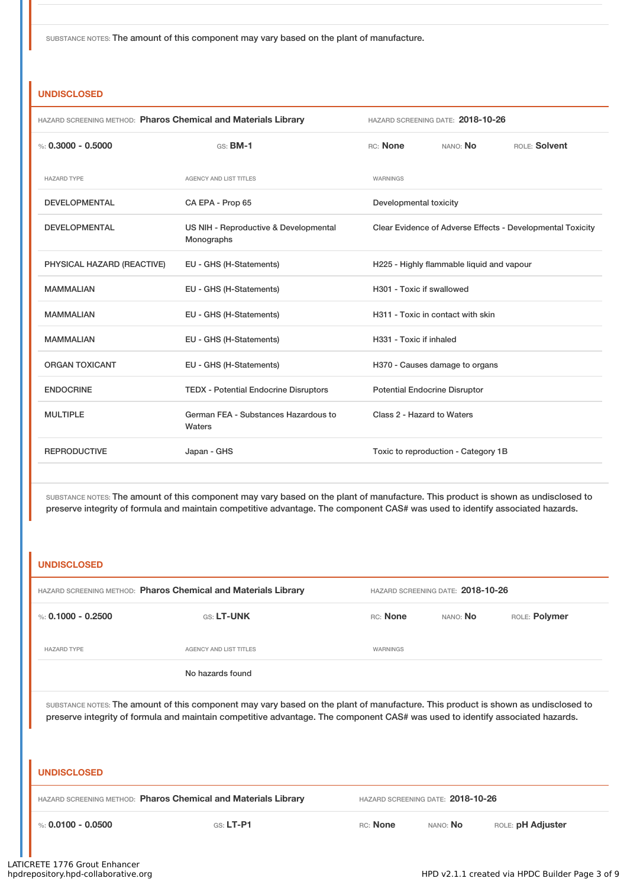SUBSTANCE NOTES: The amount of this component may vary based on the plant of manufacture.

### UNDISCLOSED

HAZARD SCREENING METHOD: **Pharos Chemical and Materials Library** HAZARD SCREENING DATE: **2018-10-26**

%: **0.3000 - 0.5000** GS: **BM-1** RC: **None** NANO: **No** ROLE: **Solvent**

| HAZARD TYPE | AGENCY AND LIST TITLES | WARNINGS |
|---|---|---|
| DEVELOPMENTAL | CA EPA - Prop 65 | Developmental toxicity |
| DEVELOPMENTAL | US NIH - Reproductive & Developmental Monographs | Clear Evidence of Adverse Effects - Developmental Toxicity |
| PHYSICAL HAZARD (REACTIVE) | EU - GHS (H-Statements) | H225 - Highly flammable liquid and vapour |
| MAMMALIAN | EU - GHS (H-Statements) | H301 - Toxic if swallowed |
| MAMMALIAN | EU - GHS (H-Statements) | H311 - Toxic in contact with skin |
| MAMMALIAN | EU - GHS (H-Statements) | H331 - Toxic if inhaled |
| ORGAN TOXICANT | EU - GHS (H-Statements) | H370 - Causes damage to organs |
| ENDOCRINE | TEDX - Potential Endocrine Disruptors | Potential Endocrine Disruptor |
| MULTIPLE | German FEA - Substances Hazardous to Waters | Class 2 - Hazard to Waters |
| REPRODUCTIVE | Japan - GHS | Toxic to reproduction - Category 1B |

SUBSTANCE NOTES: The amount of this component may vary based on the plant of manufacture. This product is shown as undisclosed to preserve integrity of formula and maintain competitive advantage. The component CAS# was used to identify associated hazards.

### UNDISCLOSED

HAZARD SCREENING METHOD: **Pharos Chemical and Materials Library** HAZARD SCREENING DATE: **2018-10-26**

%: **0.1000 - 0.2500** GS: **LT-UNK** RC: **None** NANO: **No** ROLE: **Polymer**

| HAZARD TYPE | AGENCY AND LIST TITLES | WARNINGS |
|---|---|---|
| | No hazards found | |

SUBSTANCE NOTES: The amount of this component may vary based on the plant of manufacture. This product is shown as undisclosed to preserve integrity of formula and maintain competitive advantage. The component CAS# was used to identify associated hazards.

### UNDISCLOSED

HAZARD SCREENING METHOD: **Pharos Chemical and Materials Library** HAZARD SCREENING DATE: **2018-10-26**

%: **0.0100 - 0.0500** GS: **LT-P1** RC: **None** NANO: **No** ROLE: **pH Adjuster**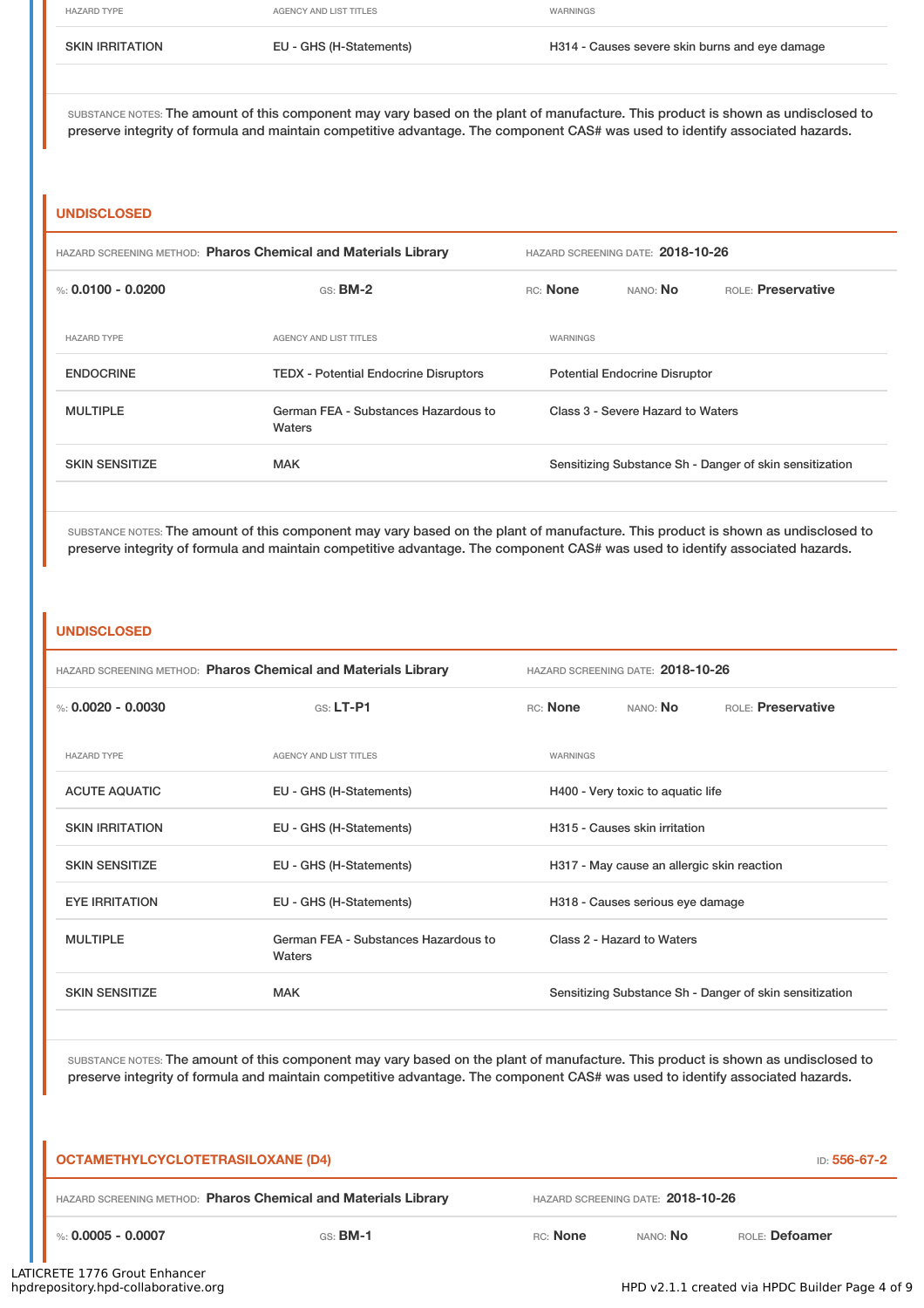| HAZARD TYPE | AGENCY AND LIST TITLES | WARNINGS |
| --- | --- | --- |
| SKIN IRRITATION | EU - GHS (H-Statements) | H314 - Causes severe skin burns and eye damage |

SUBSTANCE NOTES: The amount of this component may vary based on the plant of manufacture. This product is shown as undisclosed to preserve integrity of formula and maintain competitive advantage. The component CAS# was used to identify associated hazards.

### UNDISCLOSED

HAZARD SCREENING METHOD: **Pharos Chemical and Materials Library** HAZARD SCREENING DATE: **2018-10-26**

%: **0.0100 - 0.0200** GS: **BM-2** RC: **None** NANO: **No** ROLE: **Preservative**

| HAZARD TYPE | AGENCY AND LIST TITLES | WARNINGS |
| --- | --- | --- |
| ENDOCRINE | TEDX - Potential Endocrine Disruptors | Potential Endocrine Disruptor |
| MULTIPLE | German FEA - Substances Hazardous to Waters | Class 3 - Severe Hazard to Waters |
| SKIN SENSITIZE | MAK | Sensitizing Substance Sh - Danger of skin sensitization |

SUBSTANCE NOTES: The amount of this component may vary based on the plant of manufacture. This product is shown as undisclosed to preserve integrity of formula and maintain competitive advantage. The component CAS# was used to identify associated hazards.

### UNDISCLOSED

HAZARD SCREENING METHOD: **Pharos Chemical and Materials Library** HAZARD SCREENING DATE: **2018-10-26**

%: **0.0020 - 0.0030** GS: **LT-P1** RC: **None** NANO: **No** ROLE: **Preservative**

| HAZARD TYPE | AGENCY AND LIST TITLES | WARNINGS |
| --- | --- | --- |
| ACUTE AQUATIC | EU - GHS (H-Statements) | H400 - Very toxic to aquatic life |
| SKIN IRRITATION | EU - GHS (H-Statements) | H315 - Causes skin irritation |
| SKIN SENSITIZE | EU - GHS (H-Statements) | H317 - May cause an allergic skin reaction |
| EYE IRRITATION | EU - GHS (H-Statements) | H318 - Causes serious eye damage |
| MULTIPLE | German FEA - Substances Hazardous to Waters | Class 2 - Hazard to Waters |
| SKIN SENSITIZE | MAK | Sensitizing Substance Sh - Danger of skin sensitization |

SUBSTANCE NOTES: The amount of this component may vary based on the plant of manufacture. This product is shown as undisclosed to preserve integrity of formula and maintain competitive advantage. The component CAS# was used to identify associated hazards.

### OCTAMETHYLCYCLOTETRASILOXANE (D4)

ID: 556-67-2

HAZARD SCREENING METHOD: **Pharos Chemical and Materials Library** HAZARD SCREENING DATE: **2018-10-26**

%: **0.0005 - 0.0007** GS: **BM-1** RC: **None** NANO: **No** ROLE: **Defoamer**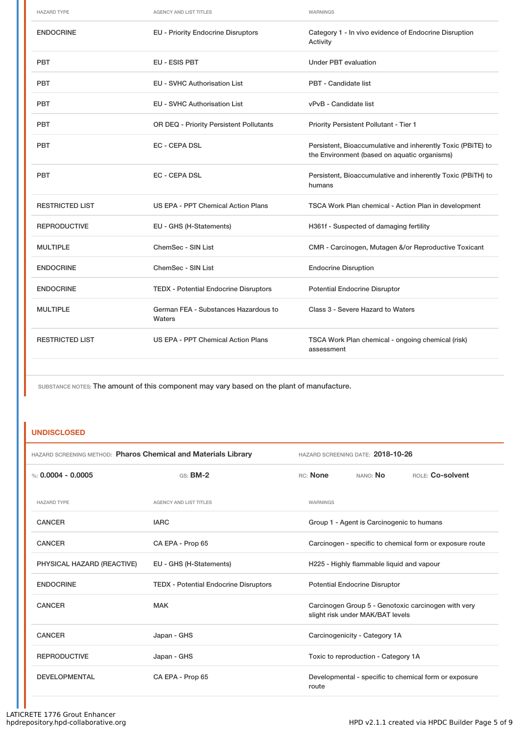| HAZARD TYPE | AGENCY AND LIST TITLES | WARNINGS |
| --- | --- | --- |
| ENDOCRINE | EU - Priority Endocrine Disruptors | Category 1 - In vivo evidence of Endocrine Disruption Activity |
| PBT | EU - ESIS PBT | Under PBT evaluation |
| PBT | EU - SVHC Authorisation List | PBT - Candidate list |
| PBT | EU - SVHC Authorisation List | vPvB - Candidate list |
| PBT | OR DEQ - Priority Persistent Pollutants | Priority Persistent Pollutant - Tier 1 |
| PBT | EC - CEPA DSL | Persistent, Bioaccumulative and inherently Toxic (PBiTE) to the Environment (based on aquatic organisms) |
| PBT | EC - CEPA DSL | Persistent, Bioaccumulative and inherently Toxic (PBiTH) to humans |
| RESTRICTED LIST | US EPA - PPT Chemical Action Plans | TSCA Work Plan chemical - Action Plan in development |
| REPRODUCTIVE | EU - GHS (H-Statements) | H361f - Suspected of damaging fertility |
| MULTIPLE | ChemSec - SIN List | CMR - Carcinogen, Mutagen &/or Reproductive Toxicant |
| ENDOCRINE | ChemSec - SIN List | Endocrine Disruption |
| ENDOCRINE | TEDX - Potential Endocrine Disruptors | Potential Endocrine Disruptor |
| MULTIPLE | German FEA - Substances Hazardous to Waters | Class 3 - Severe Hazard to Waters |
| RESTRICTED LIST | US EPA - PPT Chemical Action Plans | TSCA Work Plan chemical - ongoing chemical (risk) assessment |

SUBSTANCE NOTES: The amount of this component may vary based on the plant of manufacture.

## UNDISCLOSED

HAZARD SCREENING METHOD: **Pharos Chemical and Materials Library** HAZARD SCREENING DATE: **2018-10-26**

%: **0.0004 - 0.0005** GS: **BM-2** RC: **None** NANO: **No** ROLE: **Co-solvent**

| HAZARD TYPE | AGENCY AND LIST TITLES | WARNINGS |
| --- | --- | --- |
| CANCER | IARC | Group 1 - Agent is Carcinogenic to humans |
| CANCER | CA EPA - Prop 65 | Carcinogen - specific to chemical form or exposure route |
| PHYSICAL HAZARD (REACTIVE) | EU - GHS (H-Statements) | H225 - Highly flammable liquid and vapour |
| ENDOCRINE | TEDX - Potential Endocrine Disruptors | Potential Endocrine Disruptor |
| CANCER | MAK | Carcinogen Group 5 - Genotoxic carcinogen with very slight risk under MAK/BAT levels |
| CANCER | Japan - GHS | Carcinogenicity - Category 1A |
| REPRODUCTIVE | Japan - GHS | Toxic to reproduction - Category 1A |
| DEVELOPMENTAL | CA EPA - Prop 65 | Developmental - specific to chemical form or exposure route |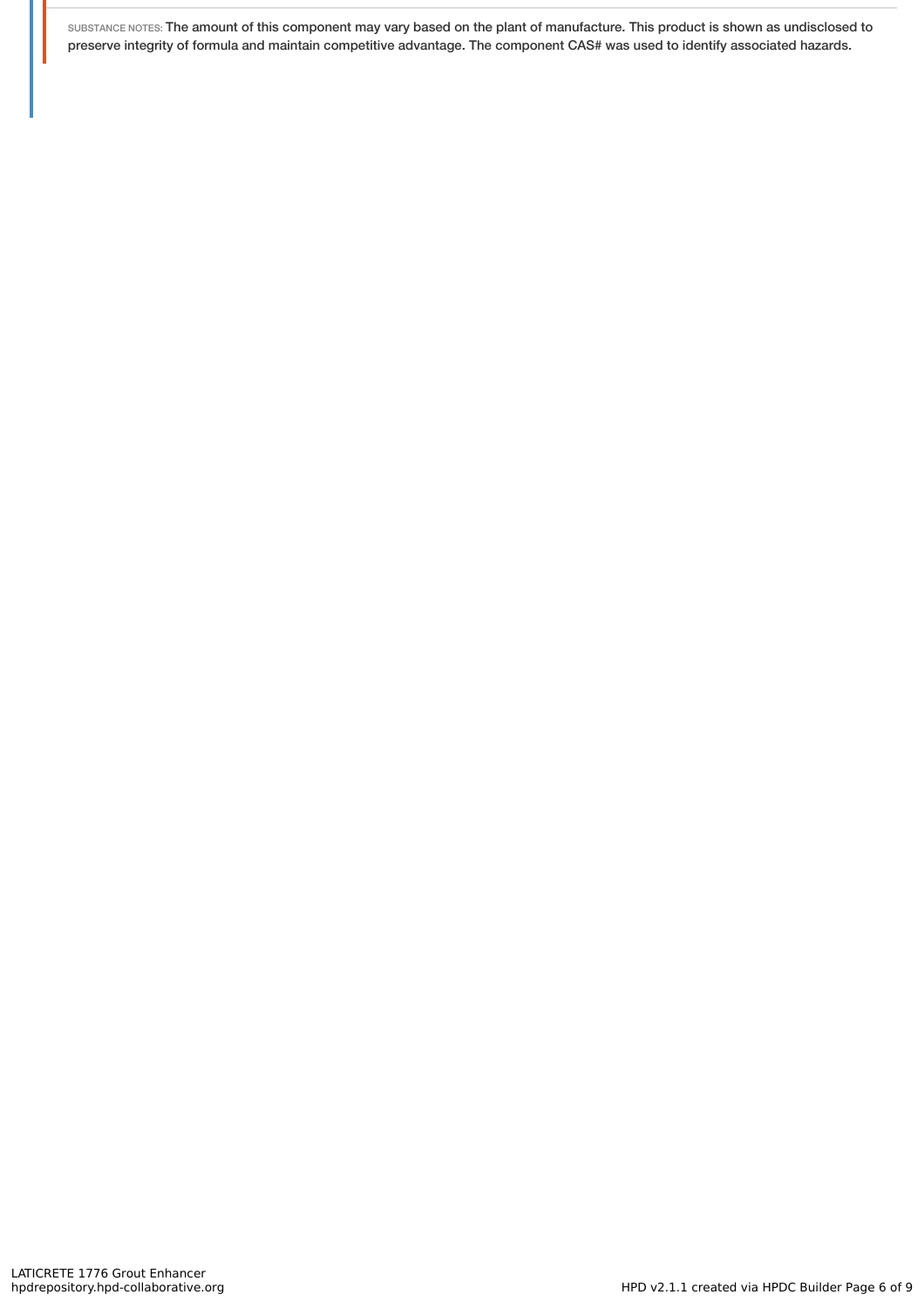SUBSTANCE NOTES: The amount of this component may vary based on the plant of manufacture. This product is shown as undisclosed to preserve integrity of formula and maintain competitive advantage. The component CAS# was used to identify associated hazards.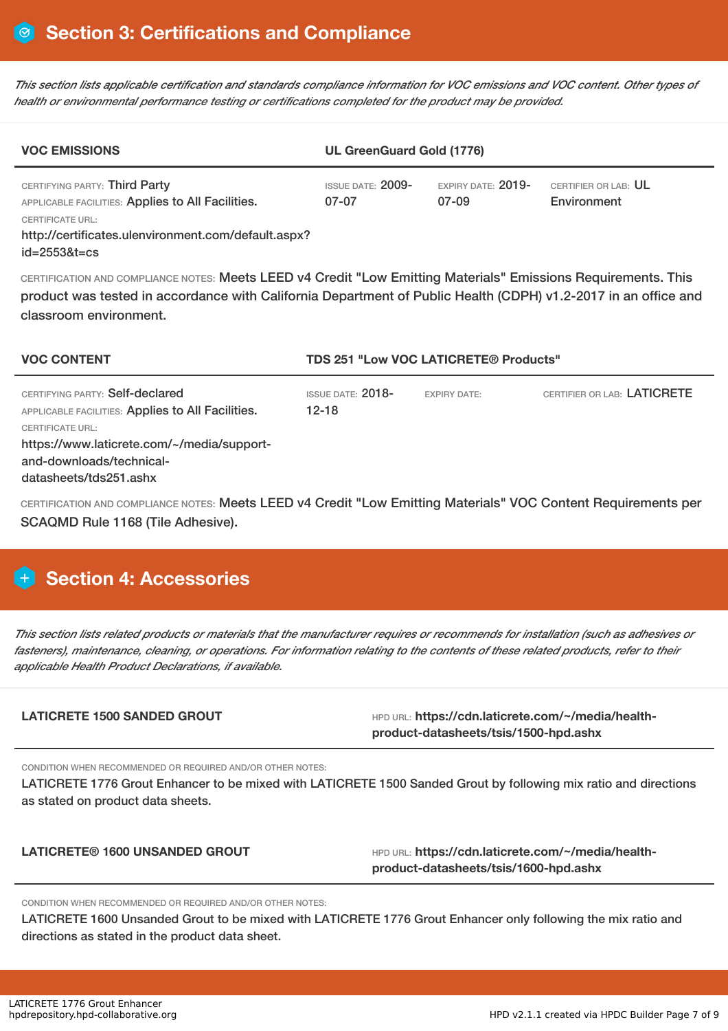## Section 3: Certifications and Compliance

*This section lists applicable certification and standards compliance information for VOC emissions and VOC content. Other types of health or environmental performance testing or certifications completed for the product may be provided.*

| VOC EMISSIONS | UL GreenGuard Gold (1776) | | |
|---|---|---|---|
| CERTIFYING PARTY: Third Party<br>APPLICABLE FACILITIES: Applies to All Facilities.<br>CERTIFICATE URL:<br>http://certificates.ulenvironment.com/default.aspx?id=2553&t=cs | ISSUE DATE: 2009-07-07 | EXPIRY DATE: 2019-07-09 | CERTIFIER OR LAB: UL Environment |

CERTIFICATION AND COMPLIANCE NOTES: Meets LEED v4 Credit "Low Emitting Materials" Emissions Requirements. This product was tested in accordance with California Department of Public Health (CDPH) v1.2-2017 in an office and classroom environment.

| VOC CONTENT | TDS 251 "Low VOC LATICRETE® Products" | | |
|---|---|---|---|
| CERTIFYING PARTY: Self-declared<br>APPLICABLE FACILITIES: Applies to All Facilities.<br>CERTIFICATE URL:<br>https://www.laticrete.com/~/media/support-and-downloads/technical-datasheets/tds251.ashx | ISSUE DATE: 2018-12-18 | EXPIRY DATE: | CERTIFIER OR LAB: LATICRETE |

CERTIFICATION AND COMPLIANCE NOTES: Meets LEED v4 Credit "Low Emitting Materials" VOC Content Requirements per SCAQMD Rule 1168 (Tile Adhesive).

## Section 4: Accessories

*This section lists related products or materials that the manufacturer requires or recommends for installation (such as adhesives or fasteners), maintenance, cleaning, or operations. For information relating to the contents of these related products, refer to their applicable Health Product Declarations, if available.*

**LATICRETE 1500 SANDED GROUT**

HPD URL: **https://cdn.laticrete.com/~/media/health-product-datasheets/tsis/1500-hpd.ashx**

CONDITION WHEN RECOMMENDED OR REQUIRED AND/OR OTHER NOTES:
LATICRETE 1776 Grout Enhancer to be mixed with LATICRETE 1500 Sanded Grout by following mix ratio and directions as stated on product data sheets.

**LATICRETE® 1600 UNSANDED GROUT**

HPD URL: **https://cdn.laticrete.com/~/media/health-product-datasheets/tsis/1600-hpd.ashx**

CONDITION WHEN RECOMMENDED OR REQUIRED AND/OR OTHER NOTES:
LATICRETE 1600 Unsanded Grout to be mixed with LATICRETE 1776 Grout Enhancer only following the mix ratio and directions as stated in the product data sheet.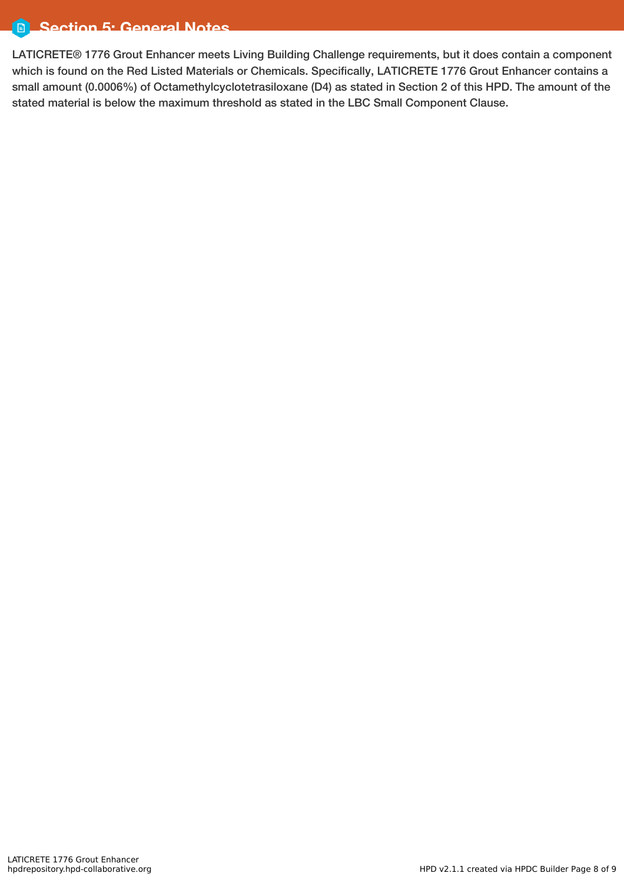## Section 5: General Notes

LATICRETE® 1776 Grout Enhancer meets Living Building Challenge requirements, but it does contain a component which is found on the Red Listed Materials or Chemicals. Specifically, LATICRETE 1776 Grout Enhancer contains a small amount (0.0006%) of Octamethylcyclotetrasiloxane (D4) as stated in Section 2 of this HPD. The amount of the stated material is below the maximum threshold as stated in the LBC Small Component Clause.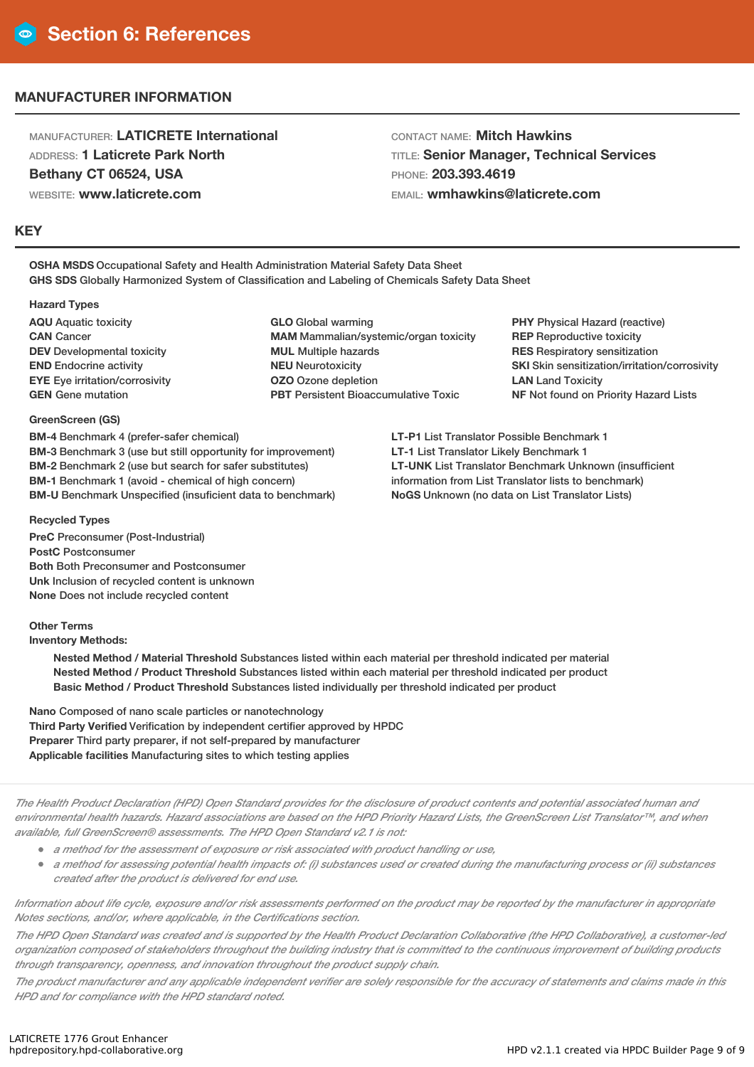# Section 6: References

## MANUFACTURER INFORMATION

MANUFACTURER: **LATICRETE International**
ADDRESS: **1 Laticrete Park North**
**Bethany CT 06524, USA**
WEBSITE: **www.laticrete.com**

CONTACT NAME: **Mitch Hawkins**
TITLE: **Senior Manager, Technical Services**
PHONE: **203.393.4619**
EMAIL: **wmhawkins@laticrete.com**

## KEY

**OSHA MSDS** Occupational Safety and Health Administration Material Safety Data Sheet
**GHS SDS** Globally Harmonized System of Classification and Labeling of Chemicals Safety Data Sheet

**Hazard Types**

**AQU** Aquatic toxicity
**CAN** Cancer
**DEV** Developmental toxicity
**END** Endocrine activity
**EYE** Eye irritation/corrosivity
**GEN** Gene mutation
**GLO** Global warming
**MAM** Mammalian/systemic/organ toxicity
**MUL** Multiple hazards
**NEU** Neurotoxicity
**OZO** Ozone depletion
**PBT** Persistent Bioaccumulative Toxic
**PHY** Physical Hazard (reactive)
**REP** Reproductive toxicity
**RES** Respiratory sensitization
**SKI** Skin sensitization/irritation/corrosivity
**LAN** Land Toxicity
**NF** Not found on Priority Hazard Lists

**GreenScreen (GS)**

**BM-4** Benchmark 4 (prefer-safer chemical)
**BM-3** Benchmark 3 (use but still opportunity for improvement)
**BM-2** Benchmark 2 (use but search for safer substitutes)
**BM-1** Benchmark 1 (avoid - chemical of high concern)
**BM-U** Benchmark Unspecified (insuficient data to benchmark)
**LT-P1** List Translator Possible Benchmark 1
**LT-1** List Translator Likely Benchmark 1
**LT-UNK** List Translator Benchmark Unknown (insufficient information from List Translator lists to benchmark)
**NoGS** Unknown (no data on List Translator Lists)

**Recycled Types**

**PreC** Preconsumer (Post-Industrial)
**PostC** Postconsumer
**Both** Both Preconsumer and Postconsumer
**Unk** Inclusion of recycled content is unknown
**None** Does not include recycled content

**Other Terms**
**Inventory Methods:**

- **Nested Method / Material Threshold** Substances listed within each material per threshold indicated per material
- **Nested Method / Product Threshold** Substances listed within each material per threshold indicated per product
- **Basic Method / Product Threshold** Substances listed individually per threshold indicated per product

**Nano** Composed of nano scale particles or nanotechnology
**Third Party Verified** Verification by independent certifier approved by HPDC
**Preparer** Third party preparer, if not self-prepared by manufacturer
**Applicable facilities** Manufacturing sites to which testing applies

*The Health Product Declaration (HPD) Open Standard provides for the disclosure of product contents and potential associated human and environmental health hazards. Hazard associations are based on the HPD Priority Hazard Lists, the GreenScreen List Translator™, and when available, full GreenScreen® assessments. The HPD Open Standard v2.1 is not:*

- *a method for the assessment of exposure or risk associated with product handling or use,*
- *a method for assessing potential health impacts of: (i) substances used or created during the manufacturing process or (ii) substances created after the product is delivered for end use.*

*Information about life cycle, exposure and/or risk assessments performed on the product may be reported by the manufacturer in appropriate Notes sections, and/or, where applicable, in the Certifications section.*

*The HPD Open Standard was created and is supported by the Health Product Declaration Collaborative (the HPD Collaborative), a customer-led organization composed of stakeholders throughout the building industry that is committed to the continuous improvement of building products through transparency, openness, and innovation throughout the product supply chain.*

*The product manufacturer and any applicable independent verifier are solely responsible for the accuracy of statements and claims made in this HPD and for compliance with the HPD standard noted.*